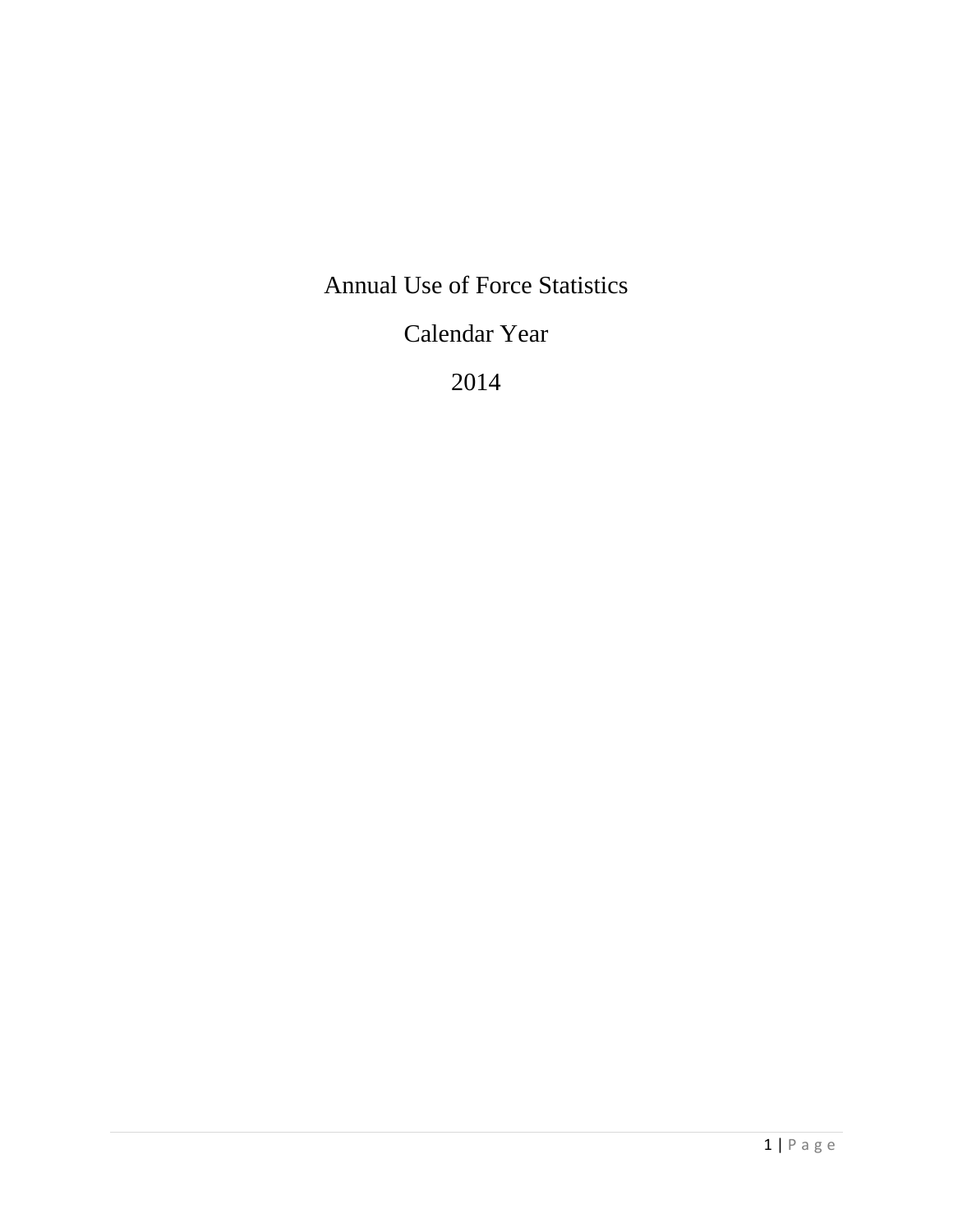# Annual Use of Force Statistics

## Calendar Year

## 2014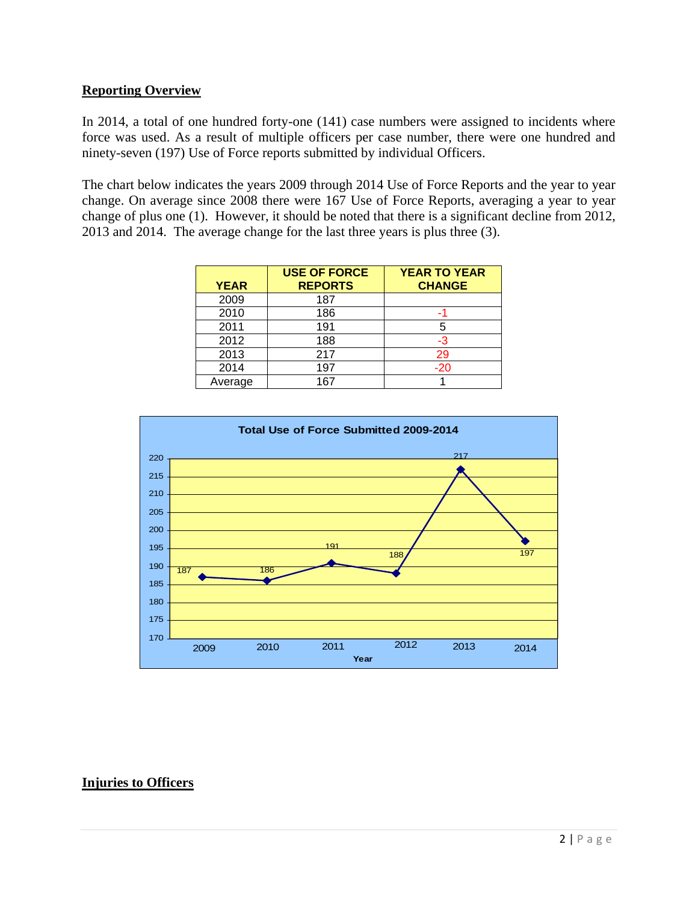## Reporting Overview

In 2014, a total of one hundred forty-one (141) case numbers were assigned to incidents where force was used. As a result of multiple officers per case number, there were one hundred and ninety-seven (197) Use of Force reports submitted by individual Officers.

The chart below indicates the years 2009 through 2014 Use of Force Reports and the year to year change. On average since 2008 there were 167 Use of Force Reports, averaging a year to year change of plus one (1). However, it should be noted that there is a significant decline from 2012, 2013 and 2014. The average change for the last three years is plus three (3).

| YEAR | USE OF FORCE REPORTS | YEAR TO YEAR CHANGE |
|---|---|---|
| 2009 | 187 | |
| 2010 | 186 | -1 |
| 2011 | 191 | 5 |
| 2012 | 188 | -3 |
| 2013 | 217 | 29 |
| 2014 | 197 | -20 |
| Average | 167 | 1 |

**Total Use of Force Submitted 2009-2014**

| Year | 2009 | 2010 | 2011 | 2012 | 2013 | 2014 |
|---|---|---|---|---|---|---|
| Use of Force Submitted | 187 | 186 | 191 | 188 | 217 | 197 |

## Injuries to Officers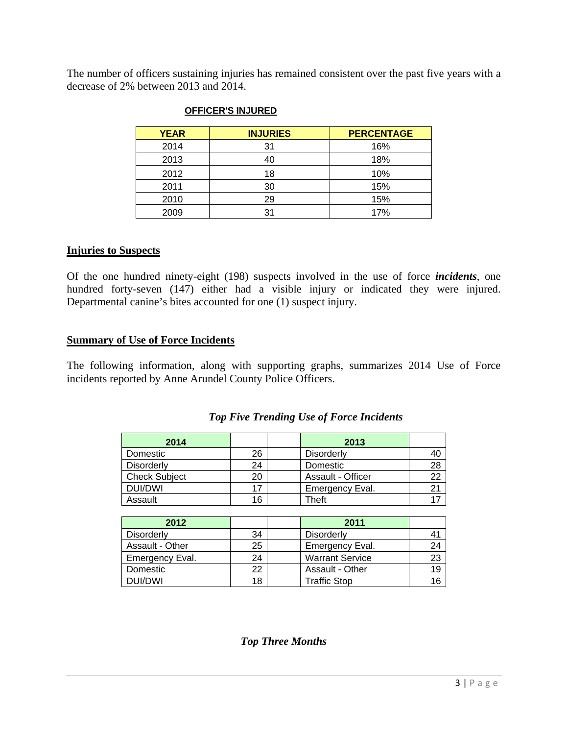The number of officers sustaining injuries has remained consistent over the past five years with a decrease of 2% between 2013 and 2014.

**OFFICER'S INJURED**

| YEAR | INJURIES | PERCENTAGE |
|---|---|---|
| 2014 | 31 | 16% |
| 2013 | 40 | 18% |
| 2012 | 18 | 10% |
| 2011 | 30 | 15% |
| 2010 | 29 | 15% |
| 2009 | 31 | 17% |

## Injuries to Suspects

Of the one hundred ninety-eight (198) suspects involved in the use of force ***incidents***, one hundred forty-seven (147) either had a visible injury or indicated they were injured. Departmental canine's bites accounted for one (1) suspect injury.

## Summary of Use of Force Incidents

The following information, along with supporting graphs, summarizes 2014 Use of Force incidents reported by Anne Arundel County Police Officers.

***Top Five Trending Use of Force Incidents***

| 2014 | | | 2013 | |
|---|---|---|---|---|
| Domestic | 26 | | Disorderly | 40 |
| Disorderly | 24 | | Domestic | 28 |
| Check Subject | 20 | | Assault - Officer | 22 |
| DUI/DWI | 17 | | Emergency Eval. | 21 |
| Assault | 16 | | Theft | 17 |

| 2012 | | | 2011 | |
|---|---|---|---|---|
| Disorderly | 34 | | Disorderly | 41 |
| Assault - Other | 25 | | Emergency Eval. | 24 |
| Emergency Eval. | 24 | | Warrant Service | 23 |
| Domestic | 22 | | Assault - Other | 19 |
| DUI/DWI | 18 | | Traffic Stop | 16 |

***Top Three Months***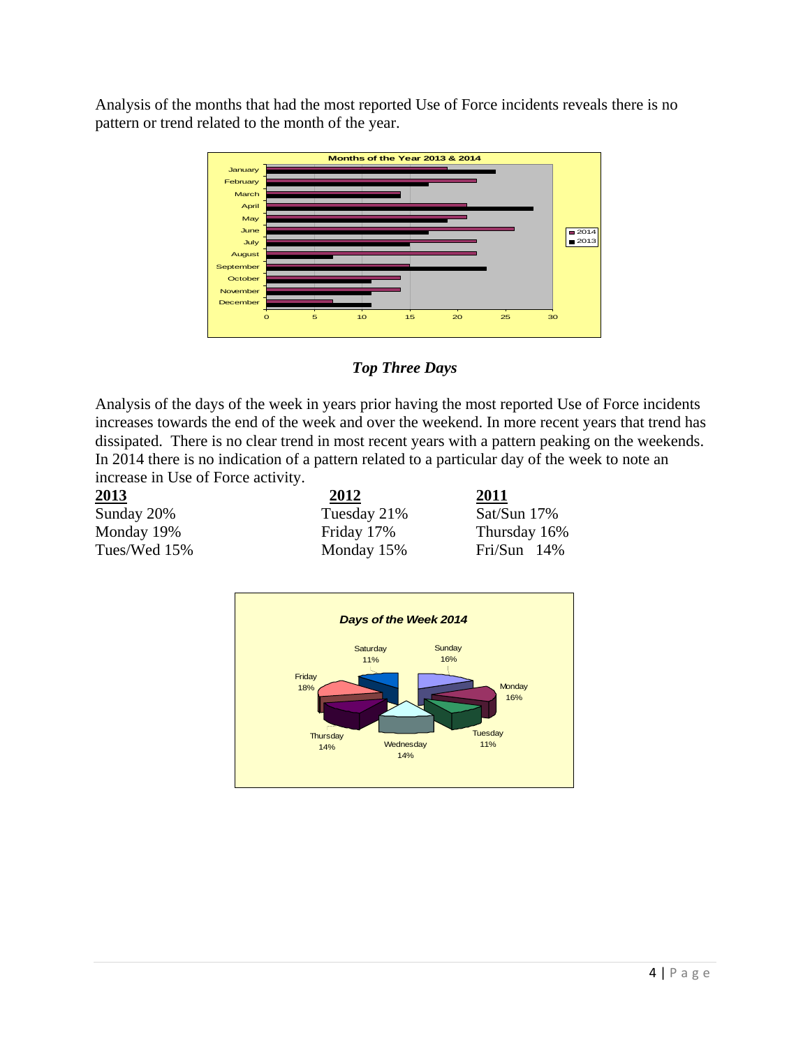Analysis of the months that had the most reported Use of Force incidents reveals there is no pattern or trend related to the month of the year.

### *Top Three Days*

Analysis of the days of the week in years prior having the most reported Use of Force incidents increases towards the end of the week and over the weekend. In more recent years that trend has dissipated. There is no clear trend in most recent years with a pattern peaking on the weekends. In 2014 there is no indication of a pattern related to a particular day of the week to note an increase in Use of Force activity.

| **2013** | **2012** | **2011** |
|---|---|---|
| Sunday 20% | Tuesday 21% | Sat/Sun 17% |
| Monday 19% | Friday 17% | Thursday 16% |
| Tues/Wed 15% | Monday 15% | Fri/Sun 14% |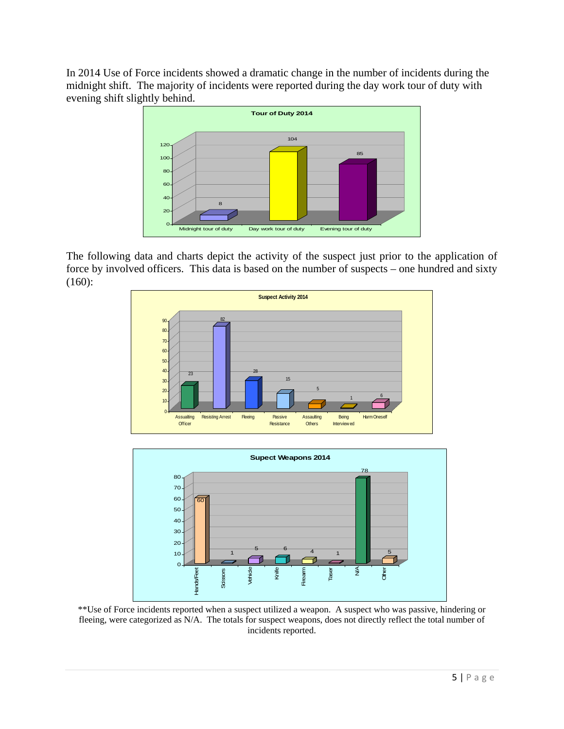In 2014 Use of Force incidents showed a dramatic change in the number of incidents during the midnight shift. The majority of incidents were reported during the day work tour of duty with evening shift slightly behind.

**Tour of Duty 2014**

| Tour of Duty | Incidents |
|---|---|
| Midnight tour of duty | 8 |
| Day work tour of duty | 104 |
| Evening tour of duty | 85 |

The following data and charts depict the activity of the suspect just prior to the application of force by involved officers. This data is based on the number of suspects – one hundred and sixty (160):

**Suspect Activity 2014**

| Activity | Count |
|---|---|
| Assaulting Officer | 23 |
| Resisting Arrest | 82 |
| Fleeing | 28 |
| Passive Resistance | 15 |
| Assaulting Others | 5 |
| Being Interviewed | 1 |
| Harm Oneself | 6 |

**Supect Weapons 2014**

| Weapon | Count |
|---|---|
| Hands/Feet | 60 |
| Scissors | 1 |
| Vehicle | 5 |
| Knife | 6 |
| Firearm | 4 |
| Taser | 1 |
| N/A | 78 |
| Other | 5 |

**Use of Force incidents reported when a suspect utilized a weapon. A suspect who was passive, hindering or fleeing, were categorized as N/A. The totals for suspect weapons, does not directly reflect the total number of incidents reported.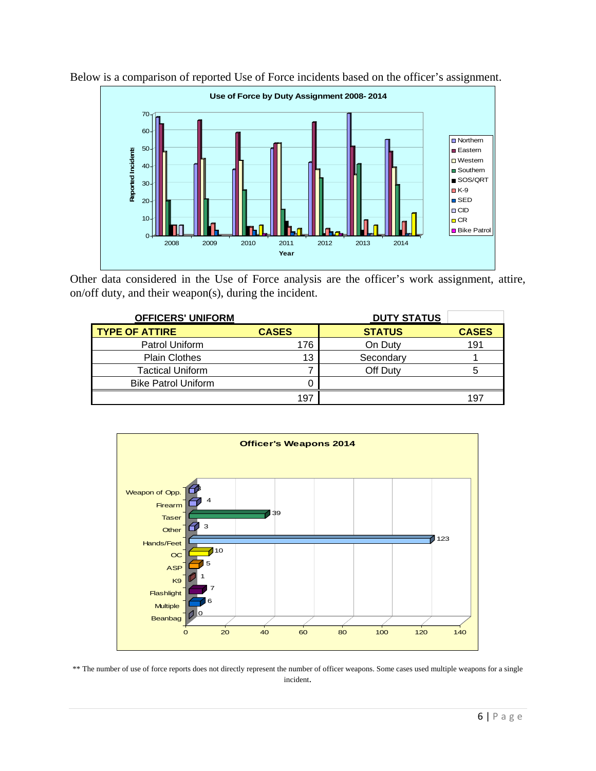Below is a comparison of reported Use of Force incidents based on the officer's assignment.

Use of Force by Duty Assignment 2008- 2014

Reported Incidents

70
60
50
40
30
20
10
0

2008 2009 2010 2011 2012 2013 2014

Year

Northern
Eastern
Western
Southern
SOS/QRT
K-9
SED
CID
CR
Bike Patrol

Other data considered in the Use of Force analysis are the officer's work assignment, attire, on/off duty, and their weapon(s), during the incident.

| OFFICERS' UNIFORM | | DUTY STATUS | |
|---|---|---|---|
| **TYPE OF ATTIRE** | **CASES** | **STATUS** | **CASES** |
| Patrol Uniform | 176 | On Duty | 191 |
| Plain Clothes | 13 | Secondary | 1 |
| Tactical Uniform | 7 | Off Duty | 5 |
| Bike Patrol Uniform | 0 | | |
| | 197 | | 197 |

Officer's Weapons 2014

Weapon of Opp. 3
Firearm 4
Taser 39
Other 3
Hands/Feet 123
OC 10
ASP 5
K9 1
Flashlight 7
Multiple 6
Beanbag 0

0 20 40 60 80 100 120 140

** The number of use of force reports does not directly represent the number of officer weapons. Some cases used multiple weapons for a single incident.